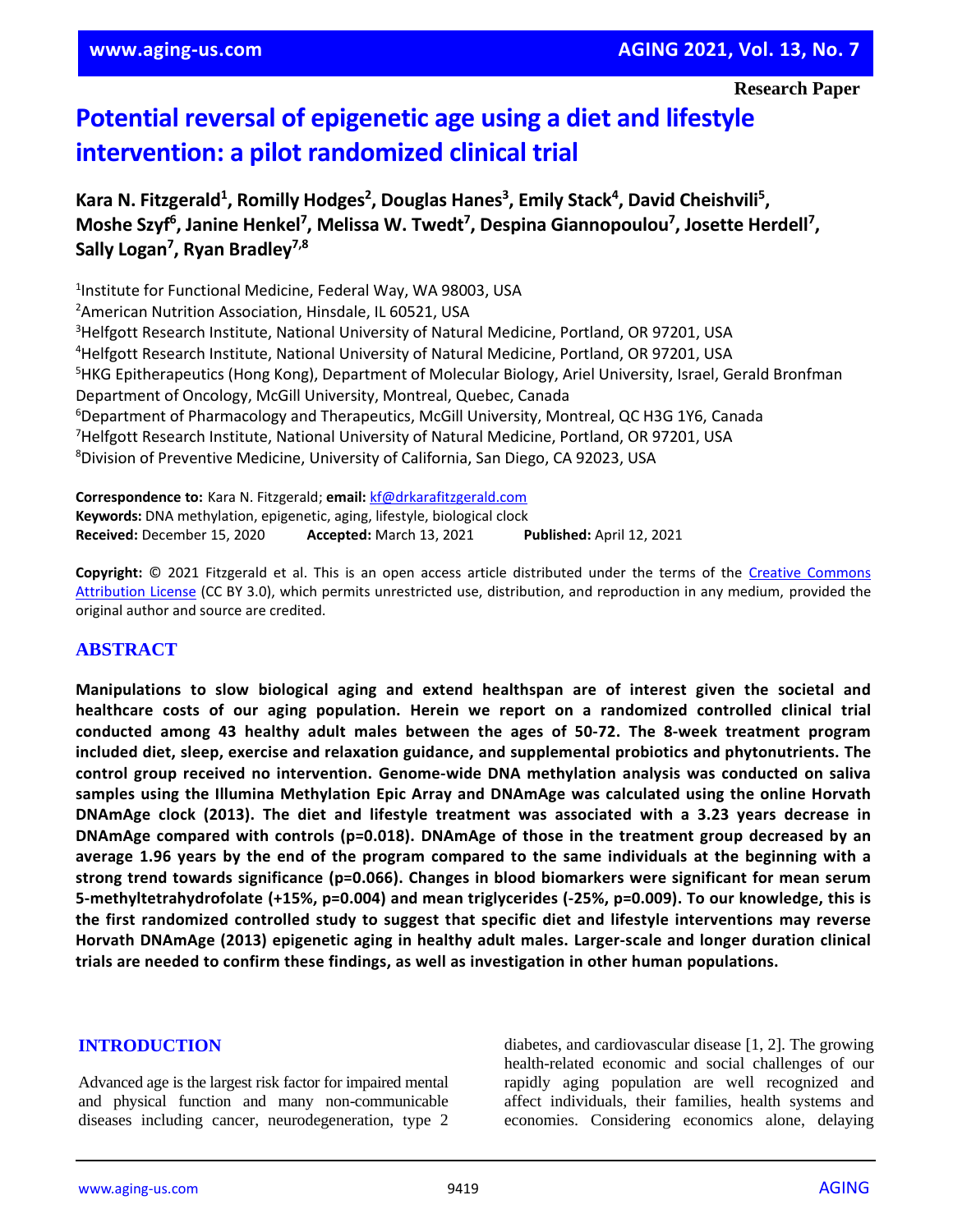Research Paper

# Potential reversal of epigenetic age using a diet and lifestyle intervention: a pilot randomized clinical trial

**Kara N. Fitzgerald[1], Romilly Hodges[2], Douglas Hanes[3], Emily Stack[4], David Cheishvili[5], Moshe Szyf[6], Janine Henkel[7], Melissa W. Twedt[7], Despina Giannopoulou[7], Josette Herdell[7], Sally Logan[7], Ryan Bradley[7,8]**

[1]Institute for Functional Medicine, Federal Way, WA 98003, USA
[2]American Nutrition Association, Hinsdale, IL 60521, USA
[3]Helfgott Research Institute, National University of Natural Medicine, Portland, OR 97201, USA
[4]Helfgott Research Institute, National University of Natural Medicine, Portland, OR 97201, USA
[5]HKG Epitherapeutics (Hong Kong), Department of Molecular Biology, Ariel University, Israel, Gerald Bronfman Department of Oncology, McGill University, Montreal, Quebec, Canada
[6]Department of Pharmacology and Therapeutics, McGill University, Montreal, QC H3G 1Y6, Canada
[7]Helfgott Research Institute, National University of Natural Medicine, Portland, OR 97201, USA
[8]Division of Preventive Medicine, University of California, San Diego, CA 92023, USA

**Correspondence to:** Kara N. Fitzgerald; **email:** kf@drkarafitzgerald.com
**Keywords:** DNA methylation, epigenetic, aging, lifestyle, biological clock
**Received:** December 15, 2020 **Accepted:** March 13, 2021 **Published:** April 12, 2021

**Copyright:** © 2021 Fitzgerald et al. This is an open access article distributed under the terms of the Creative Commons Attribution License (CC BY 3.0), which permits unrestricted use, distribution, and reproduction in any medium, provided the original author and source are credited.

## ABSTRACT

**Manipulations to slow biological aging and extend healthspan are of interest given the societal and healthcare costs of our aging population. Herein we report on a randomized controlled clinical trial conducted among 43 healthy adult males between the ages of 50-72. The 8-week treatment program included diet, sleep, exercise and relaxation guidance, and supplemental probiotics and phytonutrients. The control group received no intervention. Genome-wide DNA methylation analysis was conducted on saliva samples using the Illumina Methylation Epic Array and DNAmAge was calculated using the online Horvath DNAmAge clock (2013). The diet and lifestyle treatment was associated with a 3.23 years decrease in DNAmAge compared with controls (p=0.018). DNAmAge of those in the treatment group decreased by an average 1.96 years by the end of the program compared to the same individuals at the beginning with a strong trend towards significance (p=0.066). Changes in blood biomarkers were significant for mean serum 5-methyltetrahydrofolate (+15%, p=0.004) and mean triglycerides (-25%, p=0.009). To our knowledge, this is the first randomized controlled study to suggest that specific diet and lifestyle interventions may reverse Horvath DNAmAge (2013) epigenetic aging in healthy adult males. Larger-scale and longer duration clinical trials are needed to confirm these findings, as well as investigation in other human populations.**

## INTRODUCTION

Advanced age is the largest risk factor for impaired mental and physical function and many non-communicable diseases including cancer, neurodegeneration, type 2 diabetes, and cardiovascular disease [1, 2]. The growing health-related economic and social challenges of our rapidly aging population are well recognized and affect individuals, their families, health systems and economies. Considering economics alone, delaying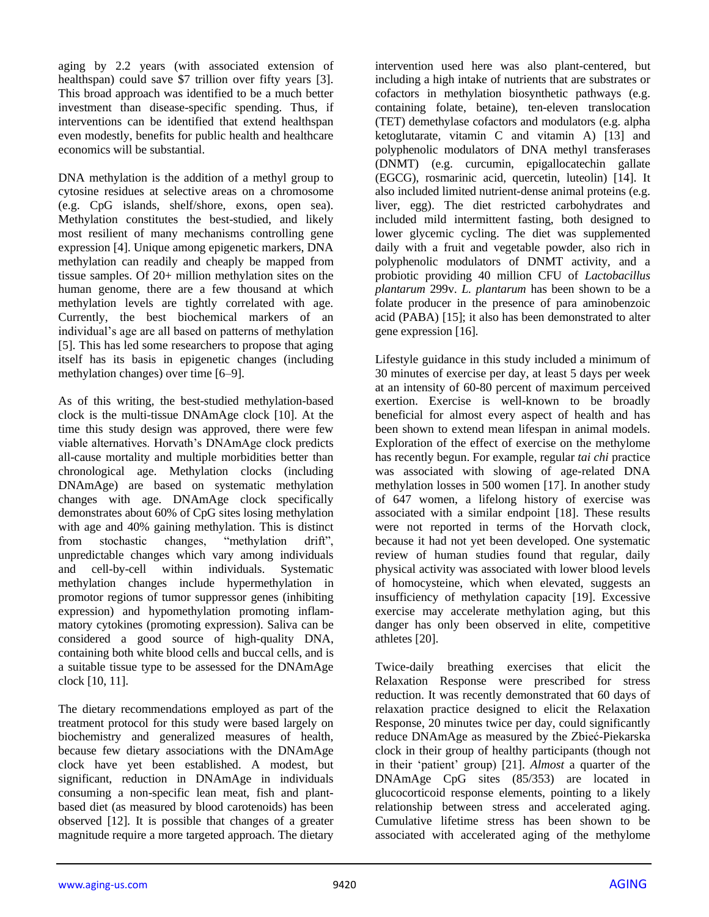aging by 2.2 years (with associated extension of healthspan) could save $7 trillion over fifty years [3]. This broad approach was identified to be a much better investment than disease-specific spending. Thus, if interventions can be identified that extend healthspan even modestly, benefits for public health and healthcare economics will be substantial.

DNA methylation is the addition of a methyl group to cytosine residues at selective areas on a chromosome (e.g. CpG islands, shelf/shore, exons, open sea). Methylation constitutes the best-studied, and likely most resilient of many mechanisms controlling gene expression [4]. Unique among epigenetic markers, DNA methylation can readily and cheaply be mapped from tissue samples. Of 20+ million methylation sites on the human genome, there are a few thousand at which methylation levels are tightly correlated with age. Currently, the best biochemical markers of an individual's age are all based on patterns of methylation [5]. This has led some researchers to propose that aging itself has its basis in epigenetic changes (including methylation changes) over time [6–9].

As of this writing, the best-studied methylation-based clock is the multi-tissue DNAmAge clock [10]. At the time this study design was approved, there were few viable alternatives. Horvath's DNAmAge clock predicts all-cause mortality and multiple morbidities better than chronological age. Methylation clocks (including DNAmAge) are based on systematic methylation changes with age. DNAmAge clock specifically demonstrates about 60% of CpG sites losing methylation with age and 40% gaining methylation. This is distinct from stochastic changes, "methylation drift", unpredictable changes which vary among individuals and cell-by-cell within individuals. Systematic methylation changes include hypermethylation in promotor regions of tumor suppressor genes (inhibiting expression) and hypomethylation promoting inflammatory cytokines (promoting expression). Saliva can be considered a good source of high-quality DNA, containing both white blood cells and buccal cells, and is a suitable tissue type to be assessed for the DNAmAge clock [10, 11].

The dietary recommendations employed as part of the treatment protocol for this study were based largely on biochemistry and generalized measures of health, because few dietary associations with the DNAmAge clock have yet been established. A modest, but significant, reduction in DNAmAge in individuals consuming a non-specific lean meat, fish and plant-based diet (as measured by blood carotenoids) has been observed [12]. It is possible that changes of a greater magnitude require a more targeted approach. The dietary intervention used here was also plant-centered, but including a high intake of nutrients that are substrates or cofactors in methylation biosynthetic pathways (e.g. containing folate, betaine), ten-eleven translocation (TET) demethylase cofactors and modulators (e.g. alpha ketoglutarate, vitamin C and vitamin A) [13] and polyphenolic modulators of DNA methyl transferases (DNMT) (e.g. curcumin, epigallocatechin gallate (EGCG), rosmarinic acid, quercetin, luteolin) [14]. It also included limited nutrient-dense animal proteins (e.g. liver, egg). The diet restricted carbohydrates and included mild intermittent fasting, both designed to lower glycemic cycling. The diet was supplemented daily with a fruit and vegetable powder, also rich in polyphenolic modulators of DNMT activity, and a probiotic providing 40 million CFU of *Lactobacillus plantarum* 299v. *L. plantarum* has been shown to be a folate producer in the presence of para aminobenzoic acid (PABA) [15]; it also has been demonstrated to alter gene expression [16].

Lifestyle guidance in this study included a minimum of 30 minutes of exercise per day, at least 5 days per week at an intensity of 60-80 percent of maximum perceived exertion. Exercise is well-known to be broadly beneficial for almost every aspect of health and has been shown to extend mean lifespan in animal models. Exploration of the effect of exercise on the methylome has recently begun. For example, regular *tai chi* practice was associated with slowing of age-related DNA methylation losses in 500 women [17]. In another study of 647 women, a lifelong history of exercise was associated with a similar endpoint [18]. These results were not reported in terms of the Horvath clock, because it had not yet been developed. One systematic review of human studies found that regular, daily physical activity was associated with lower blood levels of homocysteine, which when elevated, suggests an insufficiency of methylation capacity [19]. Excessive exercise may accelerate methylation aging, but this danger has only been observed in elite, competitive athletes [20].

Twice-daily breathing exercises that elicit the Relaxation Response were prescribed for stress reduction. It was recently demonstrated that 60 days of relaxation practice designed to elicit the Relaxation Response, 20 minutes twice per day, could significantly reduce DNAmAge as measured by the Zbieć-Piekarska clock in their group of healthy participants (though not in their 'patient' group) [21]. *Almost* a quarter of the DNAmAge CpG sites (85/353) are located in glucocorticoid response elements, pointing to a likely relationship between stress and accelerated aging. Cumulative lifetime stress has been shown to be associated with accelerated aging of the methylome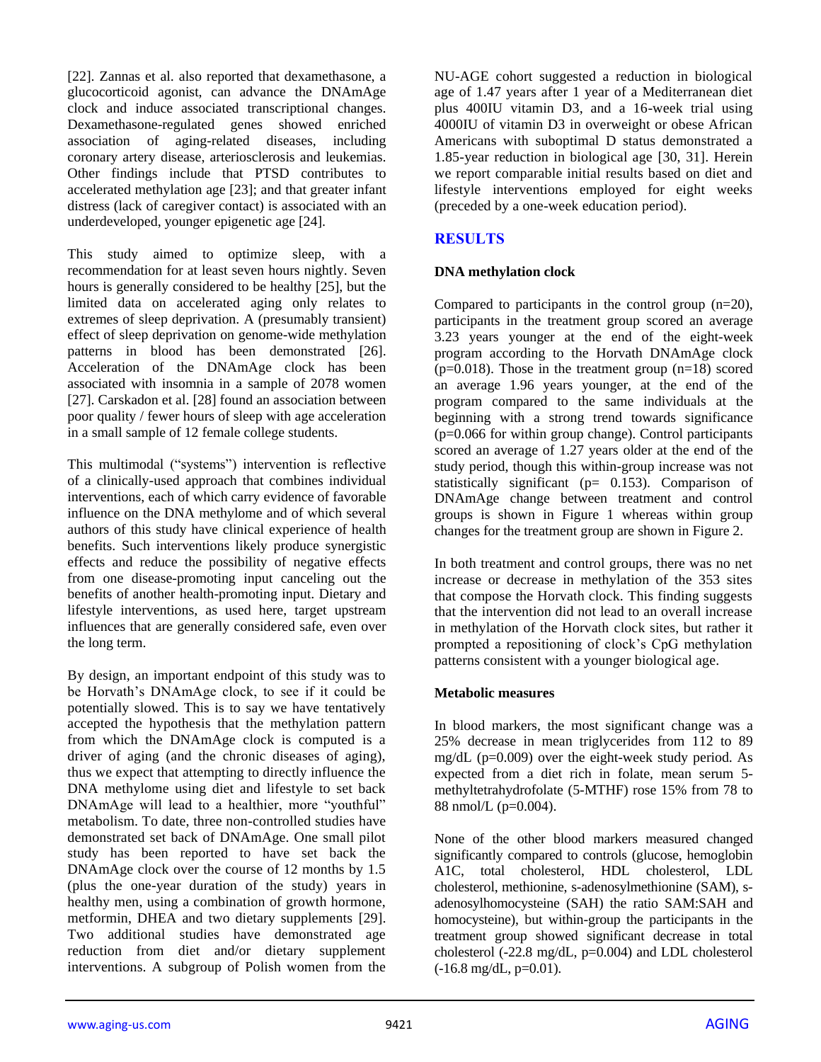[22]. Zannas et al. also reported that dexamethasone, a glucocorticoid agonist, can advance the DNAmAge clock and induce associated transcriptional changes. Dexamethasone-regulated genes showed enriched association of aging-related diseases, including coronary artery disease, arteriosclerosis and leukemias. Other findings include that PTSD contributes to accelerated methylation age [23]; and that greater infant distress (lack of caregiver contact) is associated with an underdeveloped, younger epigenetic age [24].

This study aimed to optimize sleep, with a recommendation for at least seven hours nightly. Seven hours is generally considered to be healthy [25], but the limited data on accelerated aging only relates to extremes of sleep deprivation. A (presumably transient) effect of sleep deprivation on genome-wide methylation patterns in blood has been demonstrated [26]. Acceleration of the DNAmAge clock has been associated with insomnia in a sample of 2078 women [27]. Carskadon et al. [28] found an association between poor quality / fewer hours of sleep with age acceleration in a small sample of 12 female college students.

This multimodal ("systems") intervention is reflective of a clinically-used approach that combines individual interventions, each of which carry evidence of favorable influence on the DNA methylome and of which several authors of this study have clinical experience of health benefits. Such interventions likely produce synergistic effects and reduce the possibility of negative effects from one disease-promoting input canceling out the benefits of another health-promoting input. Dietary and lifestyle interventions, as used here, target upstream influences that are generally considered safe, even over the long term.

By design, an important endpoint of this study was to be Horvath's DNAmAge clock, to see if it could be potentially slowed. This is to say we have tentatively accepted the hypothesis that the methylation pattern from which the DNAmAge clock is computed is a driver of aging (and the chronic diseases of aging), thus we expect that attempting to directly influence the DNA methylome using diet and lifestyle to set back DNAmAge will lead to a healthier, more "youthful" metabolism. To date, three non-controlled studies have demonstrated set back of DNAmAge. One small pilot study has been reported to have set back the DNAmAge clock over the course of 12 months by 1.5 (plus the one-year duration of the study) years in healthy men, using a combination of growth hormone, metformin, DHEA and two dietary supplements [29]. Two additional studies have demonstrated age reduction from diet and/or dietary supplement interventions. A subgroup of Polish women from the NU-AGE cohort suggested a reduction in biological age of 1.47 years after 1 year of a Mediterranean diet plus 400IU vitamin D3, and a 16-week trial using 4000IU of vitamin D3 in overweight or obese African Americans with suboptimal D status demonstrated a 1.85-year reduction in biological age [30, 31]. Herein we report comparable initial results based on diet and lifestyle interventions employed for eight weeks (preceded by a one-week education period).

## RESULTS

### DNA methylation clock

Compared to participants in the control group (n=20), participants in the treatment group scored an average 3.23 years younger at the end of the eight-week program according to the Horvath DNAmAge clock (p=0.018). Those in the treatment group (n=18) scored an average 1.96 years younger, at the end of the program compared to the same individuals at the beginning with a strong trend towards significance (p=0.066 for within group change). Control participants scored an average of 1.27 years older at the end of the study period, though this within-group increase was not statistically significant (p= 0.153). Comparison of DNAmAge change between treatment and control groups is shown in Figure 1 whereas within group changes for the treatment group are shown in Figure 2.

In both treatment and control groups, there was no net increase or decrease in methylation of the 353 sites that compose the Horvath clock. This finding suggests that the intervention did not lead to an overall increase in methylation of the Horvath clock sites, but rather it prompted a repositioning of clock's CpG methylation patterns consistent with a younger biological age.

### Metabolic measures

In blood markers, the most significant change was a 25% decrease in mean triglycerides from 112 to 89 mg/dL (p=0.009) over the eight-week study period. As expected from a diet rich in folate, mean serum 5-methyltetrahydrofolate (5-MTHF) rose 15% from 78 to 88 nmol/L (p=0.004).

None of the other blood markers measured changed significantly compared to controls (glucose, hemoglobin A1C, total cholesterol, HDL cholesterol, LDL cholesterol, methionine, s-adenosylmethionine (SAM), s-adenosylhomocysteine (SAH) the ratio SAM:SAH and homocysteine), but within-group the participants in the treatment group showed significant decrease in total cholesterol (-22.8 mg/dL, p=0.004) and LDL cholesterol (-16.8 mg/dL, p=0.01).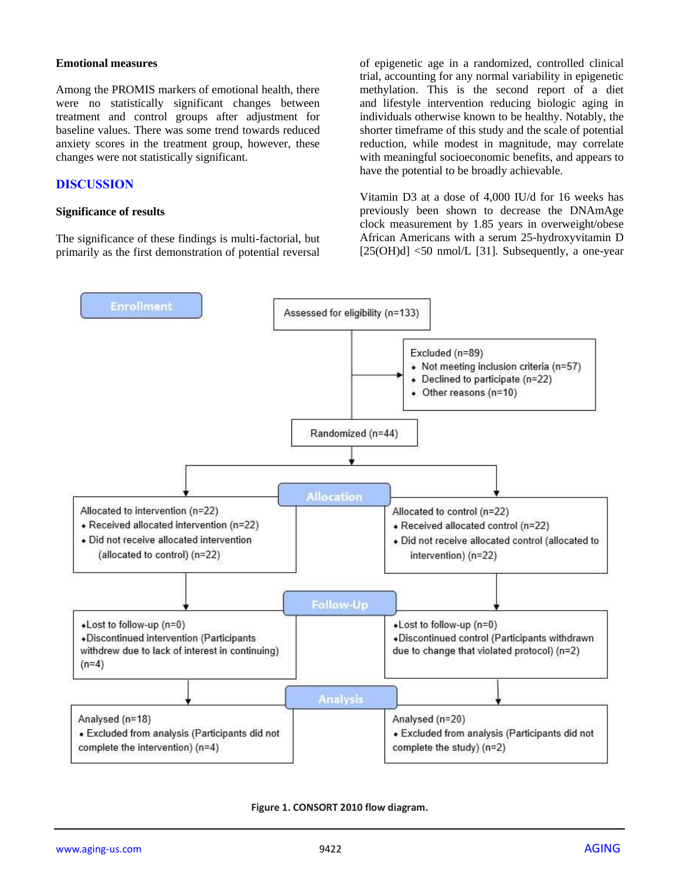### Emotional measures

Among the PROMIS markers of emotional health, there were no statistically significant changes between treatment and control groups after adjustment for baseline values. There was some trend towards reduced anxiety scores in the treatment group, however, these changes were not statistically significant.

## DISCUSSION

### Significance of results

The significance of these findings is multi-factorial, but primarily as the first demonstration of potential reversal of epigenetic age in a randomized, controlled clinical trial, accounting for any normal variability in epigenetic methylation. This is the second report of a diet and lifestyle intervention reducing biologic aging in individuals otherwise known to be healthy. Notably, the shorter timeframe of this study and the scale of potential reduction, while modest in magnitude, may correlate with meaningful socioeconomic benefits, and appears to have the potential to be broadly achievable.

Vitamin D3 at a dose of 4,000 IU/d for 16 weeks has previously been shown to decrease the DNAmAge clock measurement by 1.85 years in overweight/obese African Americans with a serum 25-hydroxyvitamin D [25(OH)d] <50 nmol/L [31]. Subsequently, a one-year

**Enrollment**

Assessed for eligibility (n=133)

Excluded (n=89)
- Not meeting inclusion criteria (n=57)
- Declined to participate (n=22)
- Other reasons (n=10)

Randomized (n=44)

**Allocation**

Allocated to intervention (n=22)
- Received allocated intervention (n=22)
- Did not receive allocated intervention (allocated to control) (n=22)

Allocated to control (n=22)
- Received allocated control (n=22)
- Did not receive allocated control (allocated to intervention) (n=22)

**Follow-Up**

- Lost to follow-up (n=0)
- Discontinued intervention (Participants withdrew due to lack of interest in continuing) (n=4)

- Lost to follow-up (n=0)
- Discontinued control (Participants withdrawn due to change that violated protocol) (n=2)

**Analysis**

Analysed (n=18)
- Excluded from analysis (Participants did not complete the intervention) (n=4)

Analysed (n=20)
- Excluded from analysis (Participants did not complete the study) (n=2)

**Figure 1. CONSORT 2010 flow diagram.**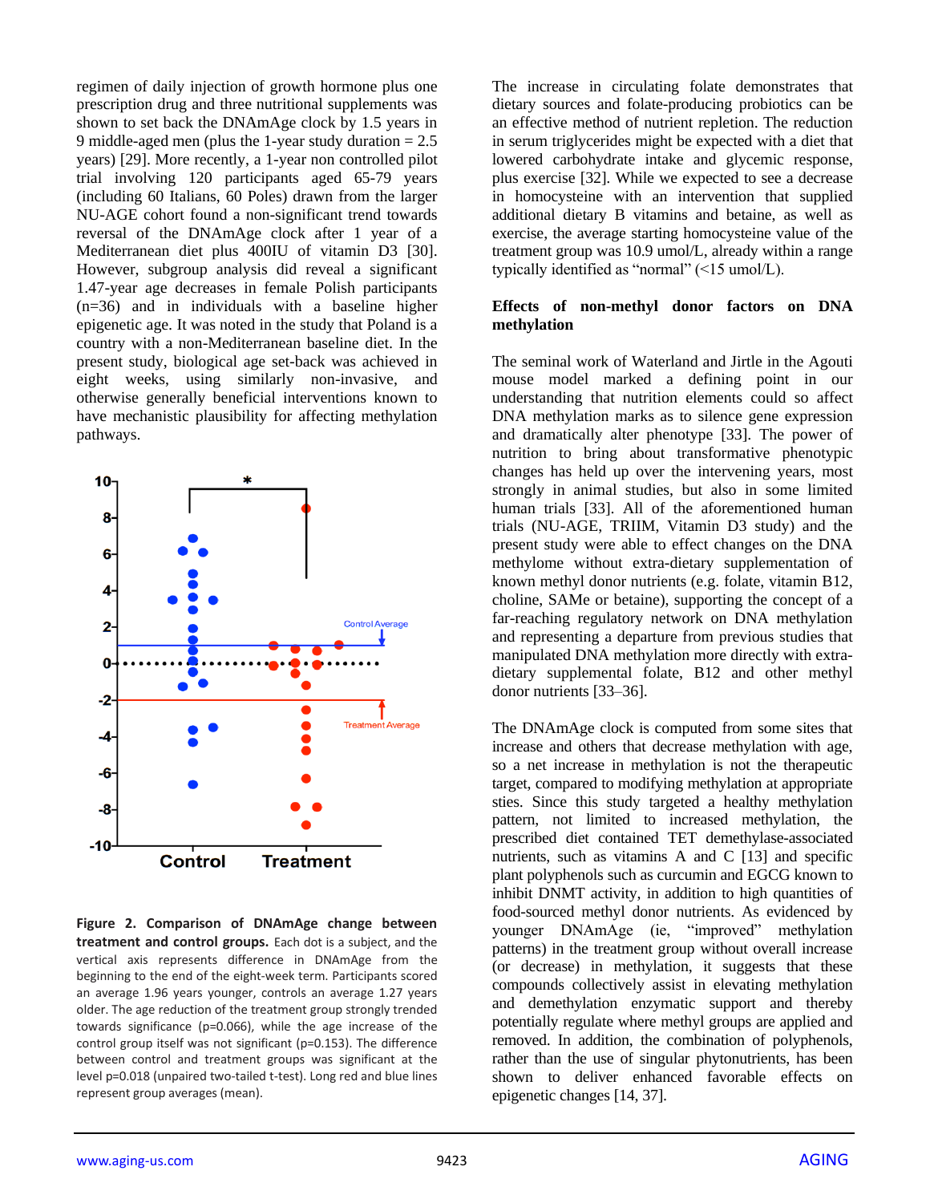regimen of daily injection of growth hormone plus one prescription drug and three nutritional supplements was shown to set back the DNAmAge clock by 1.5 years in 9 middle-aged men (plus the 1-year study duration = 2.5 years) [29]. More recently, a 1-year non controlled pilot trial involving 120 participants aged 65-79 years (including 60 Italians, 60 Poles) drawn from the larger NU-AGE cohort found a non-significant trend towards reversal of the DNAmAge clock after 1 year of a Mediterranean diet plus 400IU of vitamin D3 [30]. However, subgroup analysis did reveal a significant 1.47-year age decreases in female Polish participants (n=36) and in individuals with a baseline higher epigenetic age. It was noted in the study that Poland is a country with a non-Mediterranean baseline diet. In the present study, biological age set-back was achieved in eight weeks, using similarly non-invasive, and otherwise generally beneficial interventions known to have mechanistic plausibility for affecting methylation pathways.

**Figure 2. Comparison of DNAmAge change between treatment and control groups.** Each dot is a subject, and the vertical axis represents difference in DNAmAge from the beginning to the end of the eight-week term. Participants scored an average 1.96 years younger, controls an average 1.27 years older. The age reduction of the treatment group strongly trended towards significance (p=0.066), while the age increase of the control group itself was not significant (p=0.153). The difference between control and treatment groups was significant at the level p=0.018 (unpaired two-tailed t-test). Long red and blue lines represent group averages (mean).

The increase in circulating folate demonstrates that dietary sources and folate-producing probiotics can be an effective method of nutrient repletion. The reduction in serum triglycerides might be expected with a diet that lowered carbohydrate intake and glycemic response, plus exercise [32]. While we expected to see a decrease in homocysteine with an intervention that supplied additional dietary B vitamins and betaine, as well as exercise, the average starting homocysteine value of the treatment group was 10.9 umol/L, already within a range typically identified as "normal" (<15 umol/L).

## Effects of non-methyl donor factors on DNA methylation

The seminal work of Waterland and Jirtle in the Agouti mouse model marked a defining point in our understanding that nutrition elements could so affect DNA methylation marks as to silence gene expression and dramatically alter phenotype [33]. The power of nutrition to bring about transformative phenotypic changes has held up over the intervening years, most strongly in animal studies, but also in some limited human trials [33]. All of the aforementioned human trials (NU-AGE, TRIIM, Vitamin D3 study) and the present study were able to effect changes on the DNA methylome without extra-dietary supplementation of known methyl donor nutrients (e.g. folate, vitamin B12, choline, SAMe or betaine), supporting the concept of a far-reaching regulatory network on DNA methylation and representing a departure from previous studies that manipulated DNA methylation more directly with extra-dietary supplemental folate, B12 and other methyl donor nutrients [33–36].

The DNAmAge clock is computed from some sites that increase and others that decrease methylation with age, so a net increase in methylation is not the therapeutic target, compared to modifying methylation at appropriate sties. Since this study targeted a healthy methylation pattern, not limited to increased methylation, the prescribed diet contained TET demethylase-associated nutrients, such as vitamins A and C [13] and specific plant polyphenols such as curcumin and EGCG known to inhibit DNMT activity, in addition to high quantities of food-sourced methyl donor nutrients. As evidenced by younger DNAmAge (ie, "improved" methylation patterns) in the treatment group without overall increase (or decrease) in methylation, it suggests that these compounds collectively assist in elevating methylation and demethylation enzymatic support and thereby potentially regulate where methyl groups are applied and removed. In addition, the combination of polyphenols, rather than the use of singular phytonutrients, has been shown to deliver enhanced favorable effects on epigenetic changes [14, 37].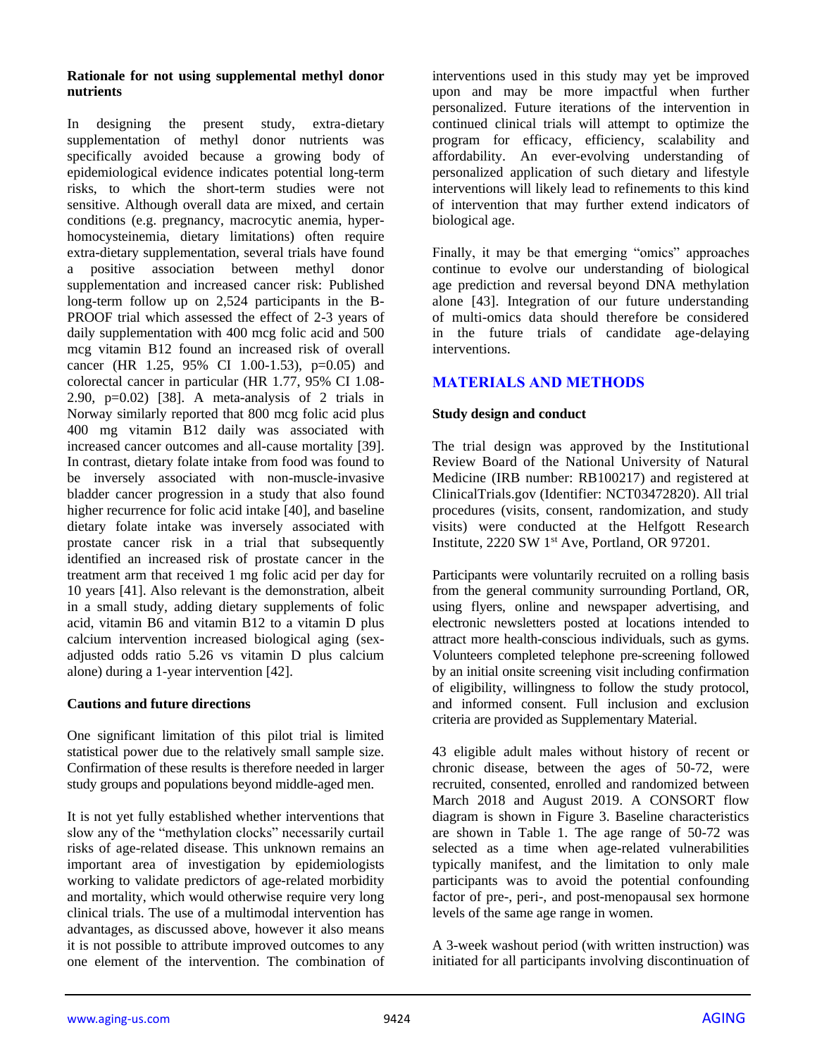### Rationale for not using supplemental methyl donor nutrients

In designing the present study, extra-dietary supplementation of methyl donor nutrients was specifically avoided because a growing body of epidemiological evidence indicates potential long-term risks, to which the short-term studies were not sensitive. Although overall data are mixed, and certain conditions (e.g. pregnancy, macrocytic anemia, hyper-homocysteinemia, dietary limitations) often require extra-dietary supplementation, several trials have found a positive association between methyl donor supplementation and increased cancer risk: Published long-term follow up on 2,524 participants in the B-PROOF trial which assessed the effect of 2-3 years of daily supplementation with 400 mcg folic acid and 500 mcg vitamin B12 found an increased risk of overall cancer (HR 1.25, 95% CI 1.00-1.53), p=0.05) and colorectal cancer in particular (HR 1.77, 95% CI 1.08-2.90, p=0.02) [38]. A meta-analysis of 2 trials in Norway similarly reported that 800 mcg folic acid plus 400 mg vitamin B12 daily was associated with increased cancer outcomes and all-cause mortality [39]. In contrast, dietary folate intake from food was found to be inversely associated with non-muscle-invasive bladder cancer progression in a study that also found higher recurrence for folic acid intake [40], and baseline dietary folate intake was inversely associated with prostate cancer risk in a trial that subsequently identified an increased risk of prostate cancer in the treatment arm that received 1 mg folic acid per day for 10 years [41]. Also relevant is the demonstration, albeit in a small study, adding dietary supplements of folic acid, vitamin B6 and vitamin B12 to a vitamin D plus calcium intervention increased biological aging (sex-adjusted odds ratio 5.26 vs vitamin D plus calcium alone) during a 1-year intervention [42].

### Cautions and future directions

One significant limitation of this pilot trial is limited statistical power due to the relatively small sample size. Confirmation of these results is therefore needed in larger study groups and populations beyond middle-aged men.

It is not yet fully established whether interventions that slow any of the "methylation clocks" necessarily curtail risks of age-related disease. This unknown remains an important area of investigation by epidemiologists working to validate predictors of age-related morbidity and mortality, which would otherwise require very long clinical trials. The use of a multimodal intervention has advantages, as discussed above, however it also means it is not possible to attribute improved outcomes to any one element of the intervention. The combination of interventions used in this study may yet be improved upon and may be more impactful when further personalized. Future iterations of the intervention in continued clinical trials will attempt to optimize the program for efficacy, efficiency, scalability and affordability. An ever-evolving understanding of personalized application of such dietary and lifestyle interventions will likely lead to refinements to this kind of intervention that may further extend indicators of biological age.

Finally, it may be that emerging "omics" approaches continue to evolve our understanding of biological age prediction and reversal beyond DNA methylation alone [43]. Integration of our future understanding of multi-omics data should therefore be considered in the future trials of candidate age-delaying interventions.

## MATERIALS AND METHODS

### Study design and conduct

The trial design was approved by the Institutional Review Board of the National University of Natural Medicine (IRB number: RB100217) and registered at ClinicalTrials.gov (Identifier: NCT03472820). All trial procedures (visits, consent, randomization, and study visits) were conducted at the Helfgott Research Institute, 2220 SW 1st Ave, Portland, OR 97201.

Participants were voluntarily recruited on a rolling basis from the general community surrounding Portland, OR, using flyers, online and newspaper advertising, and electronic newsletters posted at locations intended to attract more health-conscious individuals, such as gyms. Volunteers completed telephone pre-screening followed by an initial onsite screening visit including confirmation of eligibility, willingness to follow the study protocol, and informed consent. Full inclusion and exclusion criteria are provided as Supplementary Material.

43 eligible adult males without history of recent or chronic disease, between the ages of 50-72, were recruited, consented, enrolled and randomized between March 2018 and August 2019. A CONSORT flow diagram is shown in Figure 3. Baseline characteristics are shown in Table 1. The age range of 50-72 was selected as a time when age-related vulnerabilities typically manifest, and the limitation to only male participants was to avoid the potential confounding factor of pre-, peri-, and post-menopausal sex hormone levels of the same age range in women.

A 3-week washout period (with written instruction) was initiated for all participants involving discontinuation of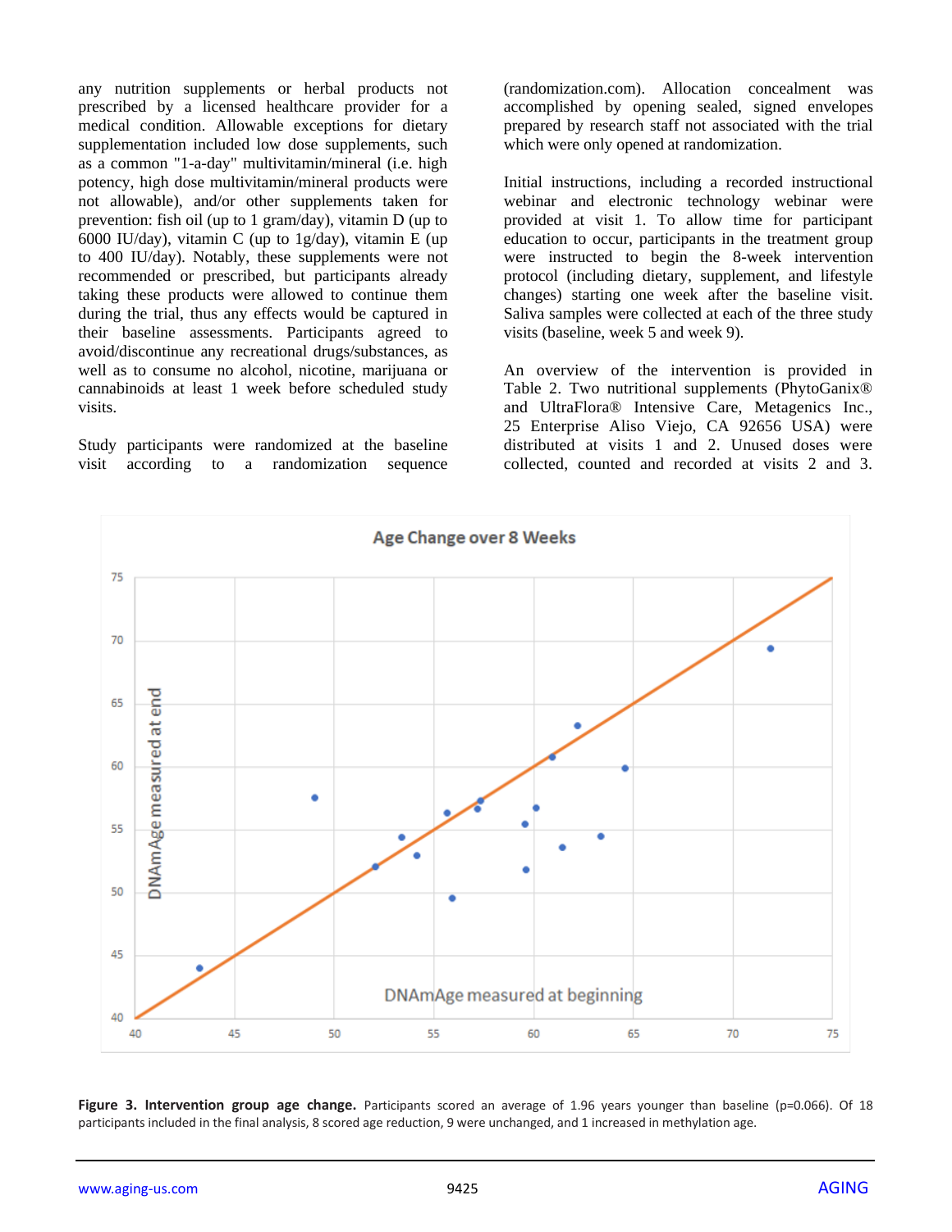any nutrition supplements or herbal products not prescribed by a licensed healthcare provider for a medical condition. Allowable exceptions for dietary supplementation included low dose supplements, such as a common "1-a-day" multivitamin/mineral (i.e. high potency, high dose multivitamin/mineral products were not allowable), and/or other supplements taken for prevention: fish oil (up to 1 gram/day), vitamin D (up to 6000 IU/day), vitamin C (up to 1g/day), vitamin E (up to 400 IU/day). Notably, these supplements were not recommended or prescribed, but participants already taking these products were allowed to continue them during the trial, thus any effects would be captured in their baseline assessments. Participants agreed to avoid/discontinue any recreational drugs/substances, as well as to consume no alcohol, nicotine, marijuana or cannabinoids at least 1 week before scheduled study visits.

Study participants were randomized at the baseline visit according to a randomization sequence (randomization.com). Allocation concealment was accomplished by opening sealed, signed envelopes prepared by research staff not associated with the trial which were only opened at randomization.

Initial instructions, including a recorded instructional webinar and electronic technology webinar were provided at visit 1. To allow time for participant education to occur, participants in the treatment group were instructed to begin the 8-week intervention protocol (including dietary, supplement, and lifestyle changes) starting one week after the baseline visit. Saliva samples were collected at each of the three study visits (baseline, week 5 and week 9).

An overview of the intervention is provided in Table 2. Two nutritional supplements (PhytoGanix® and UltraFlora® Intensive Care, Metagenics Inc., 25 Enterprise Aliso Viejo, CA 92656 USA) were distributed at visits 1 and 2. Unused doses were collected, counted and recorded at visits 2 and 3.

**Figure 3. Intervention group age change.** Participants scored an average of 1.96 years younger than baseline (p=0.066). Of 18 participants included in the final analysis, 8 scored age reduction, 9 were unchanged, and 1 increased in methylation age.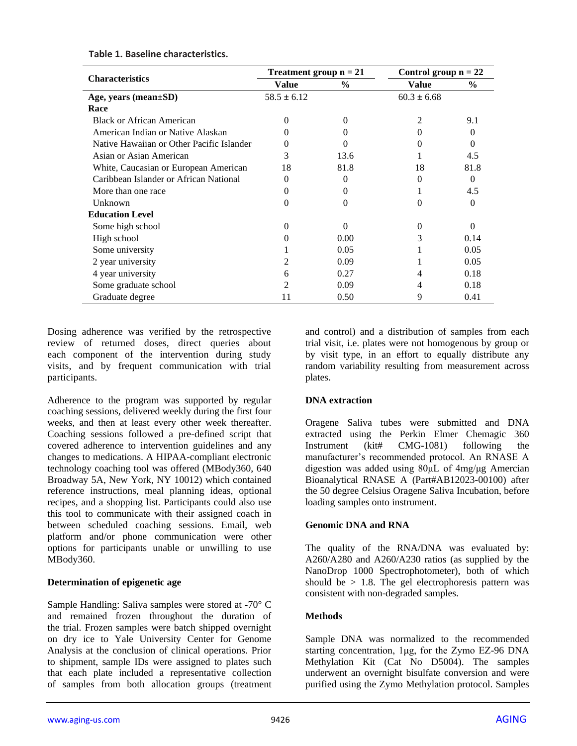**Table 1. Baseline characteristics.**

| Characteristics | Treatment group n = 21 | | Control group n = 22 | |
|---|---|---|---|---|
| | Value | % | Value | % |
| **Age, years (mean±SD)** | 58.5 ± 6.12 | | 60.3 ± 6.68 | |
| **Race** | | | | |
| Black or African American | 0 | 0 | 2 | 9.1 |
| American Indian or Native Alaskan | 0 | 0 | 0 | 0 |
| Native Hawaiian or Other Pacific Islander | 0 | 0 | 0 | 0 |
| Asian or Asian American | 3 | 13.6 | 1 | 4.5 |
| White, Caucasian or European American | 18 | 81.8 | 18 | 81.8 |
| Caribbean Islander or African National | 0 | 0 | 0 | 0 |
| More than one race | 0 | 0 | 1 | 4.5 |
| Unknown | 0 | 0 | 0 | 0 |
| **Education Level** | | | | |
| Some high school | 0 | 0 | 0 | 0 |
| High school | 0 | 0.00 | 3 | 0.14 |
| Some university | 1 | 0.05 | 1 | 0.05 |
| 2 year university | 2 | 0.09 | 1 | 0.05 |
| 4 year university | 6 | 0.27 | 4 | 0.18 |
| Some graduate school | 2 | 0.09 | 4 | 0.18 |
| Graduate degree | 11 | 0.50 | 9 | 0.41 |

Dosing adherence was verified by the retrospective review of returned doses, direct queries about each component of the intervention during study visits, and by frequent communication with trial participants.

Adherence to the program was supported by regular coaching sessions, delivered weekly during the first four weeks, and then at least every other week thereafter. Coaching sessions followed a pre-defined script that covered adherence to intervention guidelines and any changes to medications. A HIPAA-compliant electronic technology coaching tool was offered (MBody360, 640 Broadway 5A, New York, NY 10012) which contained reference instructions, meal planning ideas, optional recipes, and a shopping list. Participants could also use this tool to communicate with their assigned coach in between scheduled coaching sessions. Email, web platform and/or phone communication were other options for participants unable or unwilling to use MBody360.

**Determination of epigenetic age**

Sample Handling: Saliva samples were stored at -70° C and remained frozen throughout the duration of the trial. Frozen samples were batch shipped overnight on dry ice to Yale University Center for Genome Analysis at the conclusion of clinical operations. Prior to shipment, sample IDs were assigned to plates such that each plate included a representative collection of samples from both allocation groups (treatment and control) and a distribution of samples from each trial visit, i.e. plates were not homogenous by group or by visit type, in an effort to equally distribute any random variability resulting from measurement across plates.

**DNA extraction**

Oragene Saliva tubes were submitted and DNA extracted using the Perkin Elmer Chemagic 360 Instrument (kit# CMG-1081) following the manufacturer's recommended protocol. An RNASE A digestion was added using 80μL of 4mg/μg Amercian Bioanalytical RNASE A (Part#AB12023-00100) after the 50 degree Celsius Oragene Saliva Incubation, before loading samples onto instrument.

**Genomic DNA and RNA**

The quality of the RNA/DNA was evaluated by: A260/A280 and A260/A230 ratios (as supplied by the NanoDrop 1000 Spectrophotometer), both of which should be > 1.8. The gel electrophoresis pattern was consistent with non-degraded samples.

**Methods**

Sample DNA was normalized to the recommended starting concentration, 1μg, for the Zymo EZ-96 DNA Methylation Kit (Cat No D5004). The samples underwent an overnight bisulfate conversion and were purified using the Zymo Methylation protocol. Samples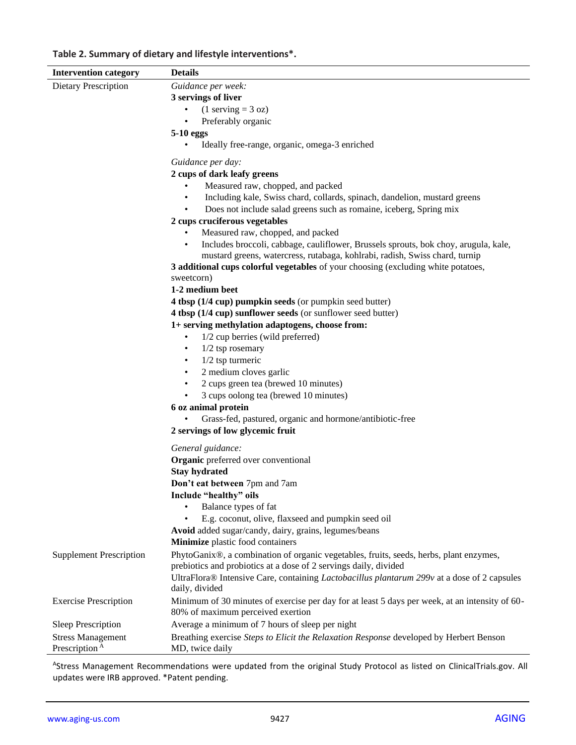**Table 2. Summary of dietary and lifestyle interventions*.**

| Intervention category | Details |
|---|---|
| Dietary Prescription | *Guidance per week:*<br>**3 servings of liver**<br>• (1 serving = 3 oz)<br>• Preferably organic<br>**5-10 eggs**<br>• Ideally free-range, organic, omega-3 enriched<br><br>*Guidance per day:*<br>**2 cups of dark leafy greens**<br>• Measured raw, chopped, and packed<br>• Including kale, Swiss chard, collards, spinach, dandelion, mustard greens<br>• Does not include salad greens such as romaine, iceberg, Spring mix<br>**2 cups cruciferous vegetables**<br>• Measured raw, chopped, and packed<br>• Includes broccoli, cabbage, cauliflower, Brussels sprouts, bok choy, arugula, kale, mustard greens, watercress, rutabaga, kohlrabi, radish, Swiss chard, turnip<br>**3 additional cups colorful vegetables** of your choosing (excluding white potatoes, sweetcorn)<br>**1-2 medium beet**<br>**4 tbsp (1/4 cup) pumpkin seeds** (or pumpkin seed butter)<br>**4 tbsp (1/4 cup) sunflower seeds** (or sunflower seed butter)<br>**1+ serving methylation adaptogens, choose from:**<br>• 1/2 cup berries (wild preferred)<br>• 1/2 tsp rosemary<br>• 1/2 tsp turmeric<br>• 2 medium cloves garlic<br>• 2 cups green tea (brewed 10 minutes)<br>• 3 cups oolong tea (brewed 10 minutes)<br>**6 oz animal protein**<br>• Grass-fed, pastured, organic and hormone/antibiotic-free<br>**2 servings of low glycemic fruit**<br><br>*General guidance:*<br>**Organic** preferred over conventional<br>**Stay hydrated**<br>**Don't eat between** 7pm and 7am<br>**Include "healthy" oils**<br>• Balance types of fat<br>• E.g. coconut, olive, flaxseed and pumpkin seed oil<br>**Avoid** added sugar/candy, dairy, grains, legumes/beans<br>**Minimize** plastic food containers |
| Supplement Prescription | PhytoGanix®, a combination of organic vegetables, fruits, seeds, herbs, plant enzymes, prebiotics and probiotics at a dose of 2 servings daily, divided<br>UltraFlora® Intensive Care, containing *Lactobacillus plantarum 299v* at a dose of 2 capsules daily, divided |
| Exercise Prescription | Minimum of 30 minutes of exercise per day for at least 5 days per week, at an intensity of 60-80% of maximum perceived exertion |
| Sleep Prescription | Average a minimum of 7 hours of sleep per night |
| Stress Management Prescription [A] | Breathing exercise *Steps to Elicit the Relaxation Response* developed by Herbert Benson MD, twice daily |

[A]Stress Management Recommendations were updated from the original Study Protocol as listed on ClinicalTrials.gov. All updates were IRB approved. *Patent pending.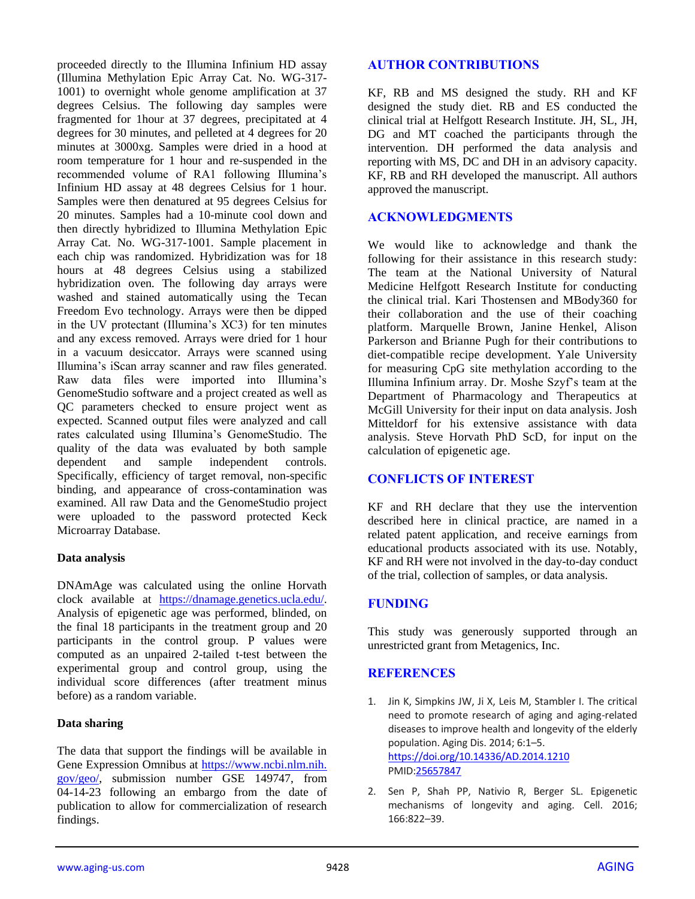proceeded directly to the Illumina Infinium HD assay (Illumina Methylation Epic Array Cat. No. WG-317-1001) to overnight whole genome amplification at 37 degrees Celsius. The following day samples were fragmented for 1hour at 37 degrees, precipitated at 4 degrees for 30 minutes, and pelleted at 4 degrees for 20 minutes at 3000xg. Samples were dried in a hood at room temperature for 1 hour and re-suspended in the recommended volume of RA1 following Illumina's Infinium HD assay at 48 degrees Celsius for 1 hour. Samples were then denatured at 95 degrees Celsius for 20 minutes. Samples had a 10-minute cool down and then directly hybridized to Illumina Methylation Epic Array Cat. No. WG-317-1001. Sample placement in each chip was randomized. Hybridization was for 18 hours at 48 degrees Celsius using a stabilized hybridization oven. The following day arrays were washed and stained automatically using the Tecan Freedom Evo technology. Arrays were then be dipped in the UV protectant (Illumina's XC3) for ten minutes and any excess removed. Arrays were dried for 1 hour in a vacuum desiccator. Arrays were scanned using Illumina's iScan array scanner and raw files generated. Raw data files were imported into Illumina's GenomeStudio software and a project created as well as QC parameters checked to ensure project went as expected. Scanned output files were analyzed and call rates calculated using Illumina's GenomeStudio. The quality of the data was evaluated by both sample dependent and sample independent controls. Specifically, efficiency of target removal, non-specific binding, and appearance of cross-contamination was examined. All raw Data and the GenomeStudio project were uploaded to the password protected Keck Microarray Database.

**Data analysis**

DNAmAge was calculated using the online Horvath clock available at https://dnamage.genetics.ucla.edu/. Analysis of epigenetic age was performed, blinded, on the final 18 participants in the treatment group and 20 participants in the control group. P values were computed as an unpaired 2-tailed t-test between the experimental group and control group, using the individual score differences (after treatment minus before) as a random variable.

**Data sharing**

The data that support the findings will be available in Gene Expression Omnibus at https://www.ncbi.nlm.nih.gov/geo/, submission number GSE 149747, from 04-14-23 following an embargo from the date of publication to allow for commercialization of research findings.

## AUTHOR CONTRIBUTIONS

KF, RB and MS designed the study. RH and KF designed the study diet. RB and ES conducted the clinical trial at Helfgott Research Institute. JH, SL, JH, DG and MT coached the participants through the intervention. DH performed the data analysis and reporting with MS, DC and DH in an advisory capacity. KF, RB and RH developed the manuscript. All authors approved the manuscript.

## ACKNOWLEDGMENTS

We would like to acknowledge and thank the following for their assistance in this research study: The team at the National University of Natural Medicine Helfgott Research Institute for conducting the clinical trial. Kari Thostensen and MBody360 for their collaboration and the use of their coaching platform. Marquelle Brown, Janine Henkel, Alison Parkerson and Brianne Pugh for their contributions to diet-compatible recipe development. Yale University for measuring CpG site methylation according to the Illumina Infinium array. Dr. Moshe Szyf's team at the Department of Pharmacology and Therapeutics at McGill University for their input on data analysis. Josh Mitteldorf for his extensive assistance with data analysis. Steve Horvath PhD ScD, for input on the calculation of epigenetic age.

## CONFLICTS OF INTEREST

KF and RH declare that they use the intervention described here in clinical practice, are named in a related patent application, and receive earnings from educational products associated with its use. Notably, KF and RH were not involved in the day-to-day conduct of the trial, collection of samples, or data analysis.

## FUNDING

This study was generously supported through an unrestricted grant from Metagenics, Inc.

## REFERENCES

1. Jin K, Simpkins JW, Ji X, Leis M, Stambler I. The critical need to promote research of aging and aging-related diseases to improve health and longevity of the elderly population. Aging Dis. 2014; 6:1–5. https://doi.org/10.14336/AD.2014.1210 PMID:25657847

2. Sen P, Shah PP, Nativio R, Berger SL. Epigenetic mechanisms of longevity and aging. Cell. 2016; 166:822–39.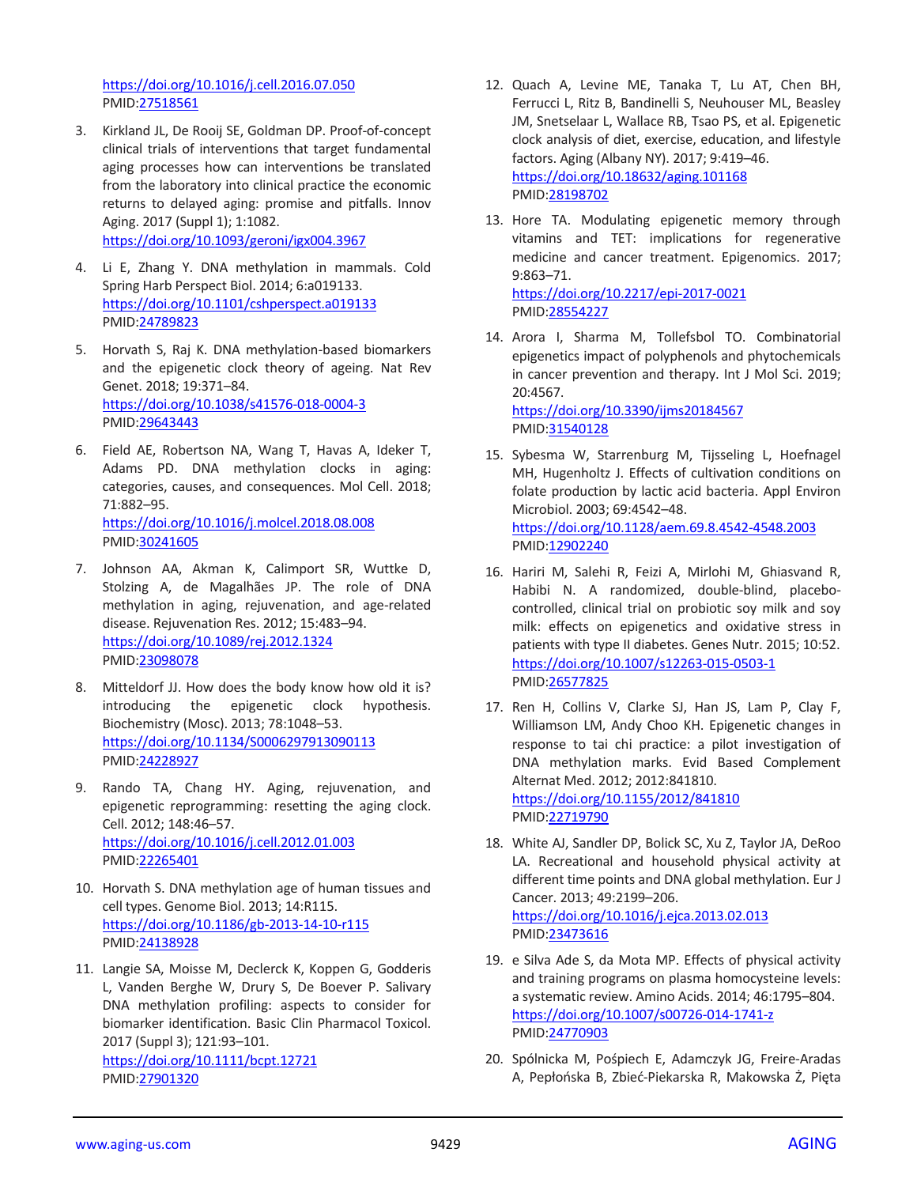https://doi.org/10.1016/j.cell.2016.07.050
PMID:27518561

3. Kirkland JL, De Rooij SE, Goldman DP. Proof-of-concept clinical trials of interventions that target fundamental aging processes how can interventions be translated from the laboratory into clinical practice the economic returns to delayed aging: promise and pitfalls. Innov Aging. 2017 (Suppl 1); 1:1082.
https://doi.org/10.1093/geroni/igx004.3967

4. Li E, Zhang Y. DNA methylation in mammals. Cold Spring Harb Perspect Biol. 2014; 6:a019133.
https://doi.org/10.1101/cshperspect.a019133
PMID:24789823

5. Horvath S, Raj K. DNA methylation-based biomarkers and the epigenetic clock theory of ageing. Nat Rev Genet. 2018; 19:371–84.
https://doi.org/10.1038/s41576-018-0004-3
PMID:29643443

6. Field AE, Robertson NA, Wang T, Havas A, Ideker T, Adams PD. DNA methylation clocks in aging: categories, causes, and consequences. Mol Cell. 2018; 71:882–95.
https://doi.org/10.1016/j.molcel.2018.08.008
PMID:30241605

7. Johnson AA, Akman K, Calimport SR, Wuttke D, Stolzing A, de Magalhães JP. The role of DNA methylation in aging, rejuvenation, and age-related disease. Rejuvenation Res. 2012; 15:483–94.
https://doi.org/10.1089/rej.2012.1324
PMID:23098078

8. Mitteldorf JJ. How does the body know how old it is? introducing the epigenetic clock hypothesis. Biochemistry (Mosc). 2013; 78:1048–53.
https://doi.org/10.1134/S0006297913090113
PMID:24228927

9. Rando TA, Chang HY. Aging, rejuvenation, and epigenetic reprogramming: resetting the aging clock. Cell. 2012; 148:46–57.
https://doi.org/10.1016/j.cell.2012.01.003
PMID:22265401

10. Horvath S. DNA methylation age of human tissues and cell types. Genome Biol. 2013; 14:R115.
https://doi.org/10.1186/gb-2013-14-10-r115
PMID:24138928

11. Langie SA, Moisse M, Declerck K, Koppen G, Godderis L, Vanden Berghe W, Drury S, De Boever P. Salivary DNA methylation profiling: aspects to consider for biomarker identification. Basic Clin Pharmacol Toxicol. 2017 (Suppl 3); 121:93–101.
https://doi.org/10.1111/bcpt.12721
PMID:27901320

12. Quach A, Levine ME, Tanaka T, Lu AT, Chen BH, Ferrucci L, Ritz B, Bandinelli S, Neuhouser ML, Beasley JM, Snetselaar L, Wallace RB, Tsao PS, et al. Epigenetic clock analysis of diet, exercise, education, and lifestyle factors. Aging (Albany NY). 2017; 9:419–46.
https://doi.org/10.18632/aging.101168
PMID:28198702

13. Hore TA. Modulating epigenetic memory through vitamins and TET: implications for regenerative medicine and cancer treatment. Epigenomics. 2017; 9:863–71.
https://doi.org/10.2217/epi-2017-0021
PMID:28554227

14. Arora I, Sharma M, Tollefsbol TO. Combinatorial epigenetics impact of polyphenols and phytochemicals in cancer prevention and therapy. Int J Mol Sci. 2019; 20:4567.
https://doi.org/10.3390/ijms20184567
PMID:31540128

15. Sybesma W, Starrenburg M, Tijsseling L, Hoefnagel MH, Hugenholtz J. Effects of cultivation conditions on folate production by lactic acid bacteria. Appl Environ Microbiol. 2003; 69:4542–48.
https://doi.org/10.1128/aem.69.8.4542-4548.2003
PMID:12902240

16. Hariri M, Salehi R, Feizi A, Mirlohi M, Ghiasvand R, Habibi N. A randomized, double-blind, placebo-controlled, clinical trial on probiotic soy milk and soy milk: effects on epigenetics and oxidative stress in patients with type II diabetes. Genes Nutr. 2015; 10:52.
https://doi.org/10.1007/s12263-015-0503-1
PMID:26577825

17. Ren H, Collins V, Clarke SJ, Han JS, Lam P, Clay F, Williamson LM, Andy Choo KH. Epigenetic changes in response to tai chi practice: a pilot investigation of DNA methylation marks. Evid Based Complement Alternat Med. 2012; 2012:841810.
https://doi.org/10.1155/2012/841810
PMID:22719790

18. White AJ, Sandler DP, Bolick SC, Xu Z, Taylor JA, DeRoo LA. Recreational and household physical activity at different time points and DNA global methylation. Eur J Cancer. 2013; 49:2199–206.
https://doi.org/10.1016/j.ejca.2013.02.013
PMID:23473616

19. e Silva Ade S, da Mota MP. Effects of physical activity and training programs on plasma homocysteine levels: a systematic review. Amino Acids. 2014; 46:1795–804.
https://doi.org/10.1007/s00726-014-1741-z
PMID:24770903

20. Spólnicka M, Pośpiech E, Adamczyk JG, Freire-Aradas A, Pepłońska B, Zbieć-Piekarska R, Makowska Ż, Pięta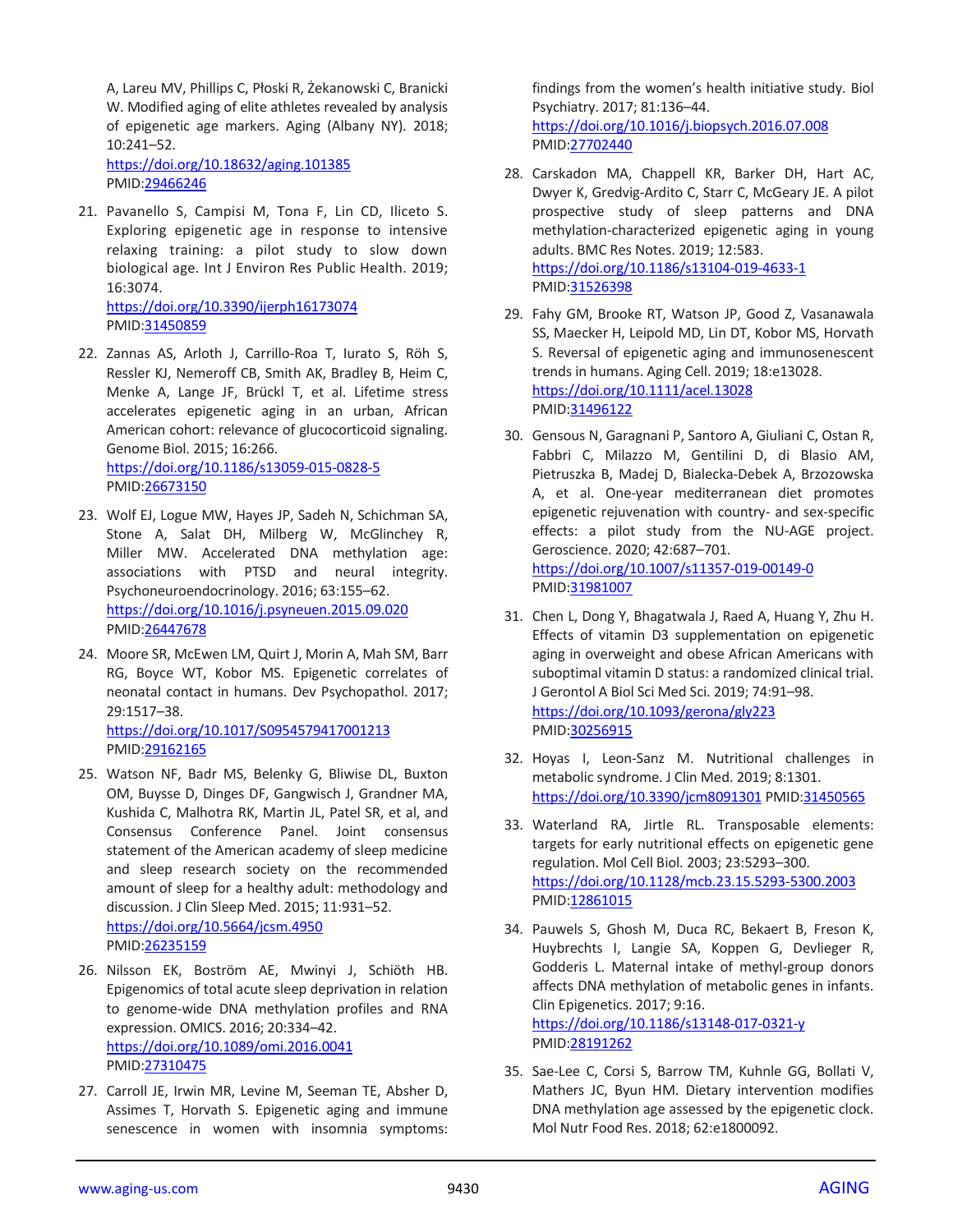A, Lareu MV, Phillips C, Płoski R, Żekanowski C, Branicki W. Modified aging of elite athletes revealed by analysis of epigenetic age markers. Aging (Albany NY). 2018; 10:241–52.
https://doi.org/10.18632/aging.101385
PMID:29466246

21. Pavanello S, Campisi M, Tona F, Lin CD, Iliceto S. Exploring epigenetic age in response to intensive relaxing training: a pilot study to slow down biological age. Int J Environ Res Public Health. 2019; 16:3074.
https://doi.org/10.3390/ijerph16173074
PMID:31450859

22. Zannas AS, Arloth J, Carrillo-Roa T, Iurato S, Röh S, Ressler KJ, Nemeroff CB, Smith AK, Bradley B, Heim C, Menke A, Lange JF, Brückl T, et al. Lifetime stress accelerates epigenetic aging in an urban, African American cohort: relevance of glucocorticoid signaling. Genome Biol. 2015; 16:266.
https://doi.org/10.1186/s13059-015-0828-5
PMID:26673150

23. Wolf EJ, Logue MW, Hayes JP, Sadeh N, Schichman SA, Stone A, Salat DH, Milberg W, McGlinchey R, Miller MW. Accelerated DNA methylation age: associations with PTSD and neural integrity. Psychoneuroendocrinology. 2016; 63:155–62.
https://doi.org/10.1016/j.psyneuen.2015.09.020
PMID:26447678

24. Moore SR, McEwen LM, Quirt J, Morin A, Mah SM, Barr RG, Boyce WT, Kobor MS. Epigenetic correlates of neonatal contact in humans. Dev Psychopathol. 2017; 29:1517–38.
https://doi.org/10.1017/S0954579417001213
PMID:29162165

25. Watson NF, Badr MS, Belenky G, Bliwise DL, Buxton OM, Buysse D, Dinges DF, Gangwisch J, Grandner MA, Kushida C, Malhotra RK, Martin JL, Patel SR, et al, and Consensus Conference Panel. Joint consensus statement of the American academy of sleep medicine and sleep research society on the recommended amount of sleep for a healthy adult: methodology and discussion. J Clin Sleep Med. 2015; 11:931–52.
https://doi.org/10.5664/jcsm.4950
PMID:26235159

26. Nilsson EK, Boström AE, Mwinyi J, Schiöth HB. Epigenomics of total acute sleep deprivation in relation to genome-wide DNA methylation profiles and RNA expression. OMICS. 2016; 20:334–42.
https://doi.org/10.1089/omi.2016.0041
PMID:27310475

27. Carroll JE, Irwin MR, Levine M, Seeman TE, Absher D, Assimes T, Horvath S. Epigenetic aging and immune senescence in women with insomnia symptoms: findings from the women's health initiative study. Biol Psychiatry. 2017; 81:136–44.
https://doi.org/10.1016/j.biopsych.2016.07.008
PMID:27702440

28. Carskadon MA, Chappell KR, Barker DH, Hart AC, Dwyer K, Gredvig-Ardito C, Starr C, McGeary JE. A pilot prospective study of sleep patterns and DNA methylation-characterized epigenetic aging in young adults. BMC Res Notes. 2019; 12:583.
https://doi.org/10.1186/s13104-019-4633-1
PMID:31526398

29. Fahy GM, Brooke RT, Watson JP, Good Z, Vasanawala SS, Maecker H, Leipold MD, Lin DT, Kobor MS, Horvath S. Reversal of epigenetic aging and immunosenescent trends in humans. Aging Cell. 2019; 18:e13028.
https://doi.org/10.1111/acel.13028
PMID:31496122

30. Gensous N, Garagnani P, Santoro A, Giuliani C, Ostan R, Fabbri C, Milazzo M, Gentilini D, di Blasio AM, Pietruszka B, Madej D, Bialecka-Debek A, Brzozowska A, et al. One-year mediterranean diet promotes epigenetic rejuvenation with country- and sex-specific effects: a pilot study from the NU-AGE project. Geroscience. 2020; 42:687–701.
https://doi.org/10.1007/s11357-019-00149-0
PMID:31981007

31. Chen L, Dong Y, Bhagatwala J, Raed A, Huang Y, Zhu H. Effects of vitamin D3 supplementation on epigenetic aging in overweight and obese African Americans with suboptimal vitamin D status: a randomized clinical trial. J Gerontol A Biol Sci Med Sci. 2019; 74:91–98.
https://doi.org/10.1093/gerona/gly223
PMID:30256915

32. Hoyas I, Leon-Sanz M. Nutritional challenges in metabolic syndrome. J Clin Med. 2019; 8:1301.
https://doi.org/10.3390/jcm8091301 PMID:31450565

33. Waterland RA, Jirtle RL. Transposable elements: targets for early nutritional effects on epigenetic gene regulation. Mol Cell Biol. 2003; 23:5293–300.
https://doi.org/10.1128/mcb.23.15.5293-5300.2003
PMID:12861015

34. Pauwels S, Ghosh M, Duca RC, Bekaert B, Freson K, Huybrechts I, Langie SA, Koppen G, Devlieger R, Godderis L. Maternal intake of methyl-group donors affects DNA methylation of metabolic genes in infants. Clin Epigenetics. 2017; 9:16.
https://doi.org/10.1186/s13148-017-0321-y
PMID:28191262

35. Sae-Lee C, Corsi S, Barrow TM, Kuhnle GG, Bollati V, Mathers JC, Byun HM. Dietary intervention modifies DNA methylation age assessed by the epigenetic clock. Mol Nutr Food Res. 2018; 62:e1800092.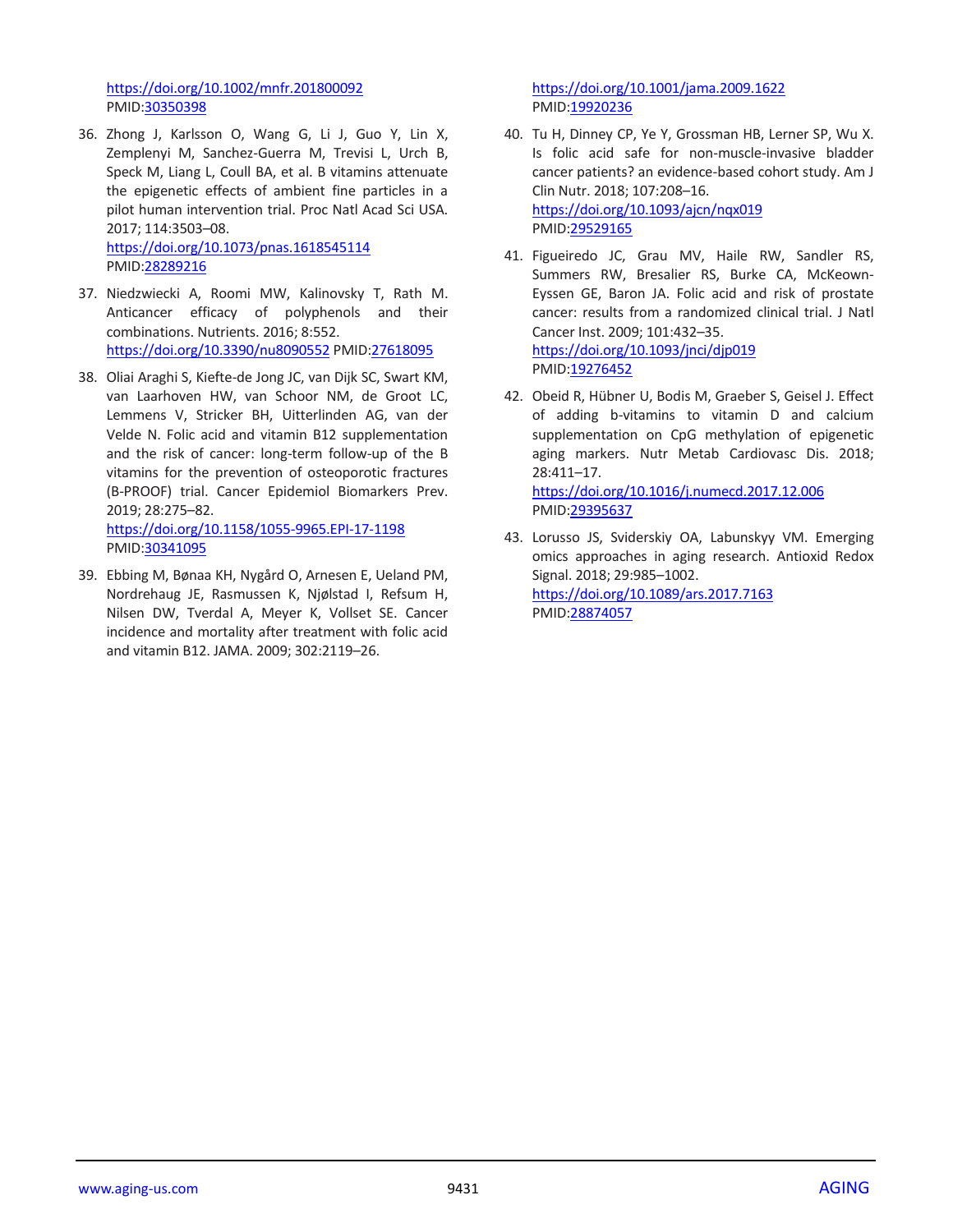https://doi.org/10.1002/mnfr.201800092
PMID:30350398

36. Zhong J, Karlsson O, Wang G, Li J, Guo Y, Lin X, Zemplenyi M, Sanchez-Guerra M, Trevisi L, Urch B, Speck M, Liang L, Coull BA, et al. B vitamins attenuate the epigenetic effects of ambient fine particles in a pilot human intervention trial. Proc Natl Acad Sci USA. 2017; 114:3503–08.
https://doi.org/10.1073/pnas.1618545114
PMID:28289216

37. Niedzwiecki A, Roomi MW, Kalinovsky T, Rath M. Anticancer efficacy of polyphenols and their combinations. Nutrients. 2016; 8:552.
https://doi.org/10.3390/nu8090552 PMID:27618095

38. Oliai Araghi S, Kiefte-de Jong JC, van Dijk SC, Swart KM, van Laarhoven HW, van Schoor NM, de Groot LC, Lemmens V, Stricker BH, Uitterlinden AG, van der Velde N. Folic acid and vitamin B12 supplementation and the risk of cancer: long-term follow-up of the B vitamins for the prevention of osteoporotic fractures (B-PROOF) trial. Cancer Epidemiol Biomarkers Prev. 2019; 28:275–82.
https://doi.org/10.1158/1055-9965.EPI-17-1198
PMID:30341095

39. Ebbing M, Bønaa KH, Nygård O, Arnesen E, Ueland PM, Nordrehaug JE, Rasmussen K, Njølstad I, Refsum H, Nilsen DW, Tverdal A, Meyer K, Vollset SE. Cancer incidence and mortality after treatment with folic acid and vitamin B12. JAMA. 2009; 302:2119–26.
https://doi.org/10.1001/jama.2009.1622
PMID:19920236

40. Tu H, Dinney CP, Ye Y, Grossman HB, Lerner SP, Wu X. Is folic acid safe for non-muscle-invasive bladder cancer patients? an evidence-based cohort study. Am J Clin Nutr. 2018; 107:208–16.
https://doi.org/10.1093/ajcn/nqx019
PMID:29529165

41. Figueiredo JC, Grau MV, Haile RW, Sandler RS, Summers RW, Bresalier RS, Burke CA, McKeown-Eyssen GE, Baron JA. Folic acid and risk of prostate cancer: results from a randomized clinical trial. J Natl Cancer Inst. 2009; 101:432–35.
https://doi.org/10.1093/jnci/djp019
PMID:19276452

42. Obeid R, Hübner U, Bodis M, Graeber S, Geisel J. Effect of adding b-vitamins to vitamin D and calcium supplementation on CpG methylation of epigenetic aging markers. Nutr Metab Cardiovasc Dis. 2018; 28:411–17.
https://doi.org/10.1016/j.numecd.2017.12.006
PMID:29395637

43. Lorusso JS, Sviderskiy OA, Labunskyy VM. Emerging omics approaches in aging research. Antioxid Redox Signal. 2018; 29:985–1002.
https://doi.org/10.1089/ars.2017.7163
PMID:28874057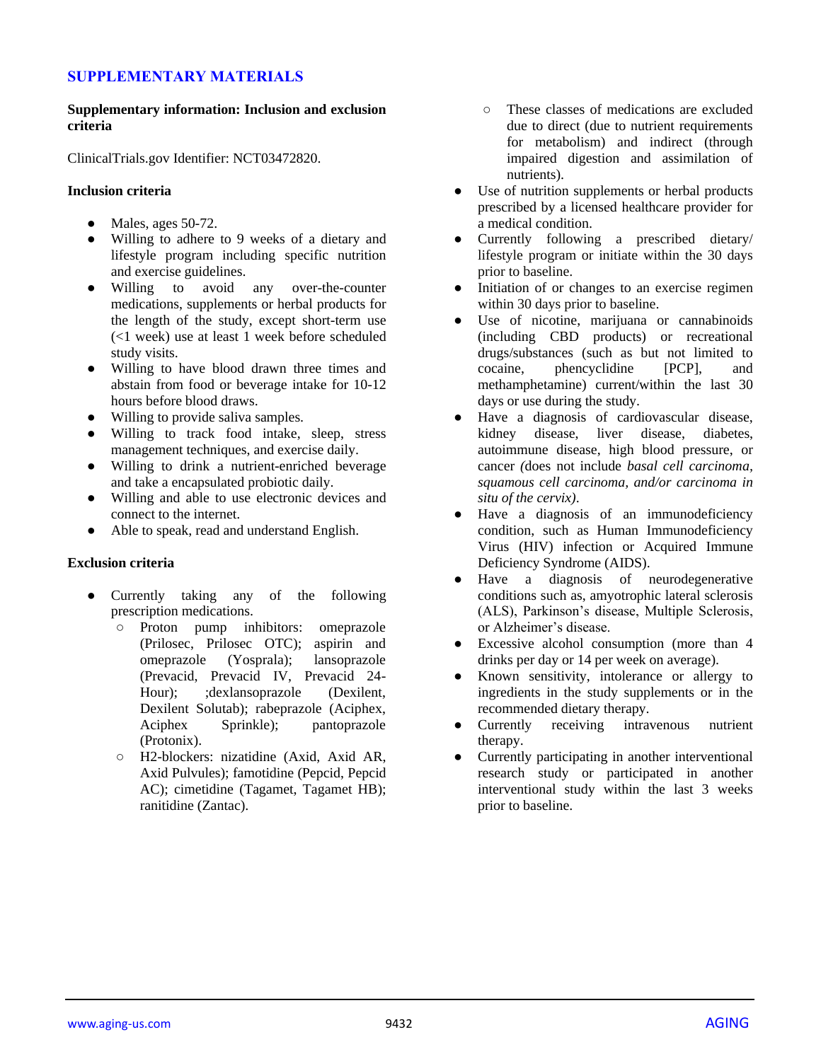## SUPPLEMENTARY MATERIALS

**Supplementary information: Inclusion and exclusion criteria**

ClinicalTrials.gov Identifier: NCT03472820.

**Inclusion criteria**

- Males, ages 50-72.
- Willing to adhere to 9 weeks of a dietary and lifestyle program including specific nutrition and exercise guidelines.
- Willing to avoid any over-the-counter medications, supplements or herbal products for the length of the study, except short-term use (<1 week) use at least 1 week before scheduled study visits.
- Willing to have blood drawn three times and abstain from food or beverage intake for 10-12 hours before blood draws.
- Willing to provide saliva samples.
- Willing to track food intake, sleep, stress management techniques, and exercise daily.
- Willing to drink a nutrient-enriched beverage and take a encapsulated probiotic daily.
- Willing and able to use electronic devices and connect to the internet.
- Able to speak, read and understand English.

**Exclusion criteria**

- Currently taking any of the following prescription medications.
  - Proton pump inhibitors: omeprazole (Prilosec, Prilosec OTC); aspirin and omeprazole (Yosprala); lansoprazole (Prevacid, Prevacid IV, Prevacid 24-Hour); ;dexlansoprazole (Dexilent, Dexilent Solutab); rabeprazole (Aciphex, Aciphex Sprinkle); pantoprazole (Protonix).
  - H2-blockers: nizatidine (Axid, Axid AR, Axid Pulvules); famotidine (Pepcid, Pepcid AC); cimetidine (Tagamet, Tagamet HB); ranitidine (Zantac).
  - These classes of medications are excluded due to direct (due to nutrient requirements for metabolism) and indirect (through impaired digestion and assimilation of nutrients).
- Use of nutrition supplements or herbal products prescribed by a licensed healthcare provider for a medical condition.
- Currently following a prescribed dietary/ lifestyle program or initiate within the 30 days prior to baseline.
- Initiation of or changes to an exercise regimen within 30 days prior to baseline.
- Use of nicotine, marijuana or cannabinoids (including CBD products) or recreational drugs/substances (such as but not limited to cocaine, phencyclidine [PCP], and methamphetamine) current/within the last 30 days or use during the study.
- Have a diagnosis of cardiovascular disease, kidney disease, liver disease, diabetes, autoimmune disease, high blood pressure, or cancer *(*does not include *basal cell carcinoma, squamous cell carcinoma, and/or carcinoma in situ of the cervix)*.
- Have a diagnosis of an immunodeficiency condition, such as Human Immunodeficiency Virus (HIV) infection or Acquired Immune Deficiency Syndrome (AIDS).
- Have a diagnosis of neurodegenerative conditions such as, amyotrophic lateral sclerosis (ALS), Parkinson's disease, Multiple Sclerosis, or Alzheimer's disease.
- Excessive alcohol consumption (more than 4 drinks per day or 14 per week on average).
- Known sensitivity, intolerance or allergy to ingredients in the study supplements or in the recommended dietary therapy.
- Currently receiving intravenous nutrient therapy.
- Currently participating in another interventional research study or participated in another interventional study within the last 3 weeks prior to baseline.